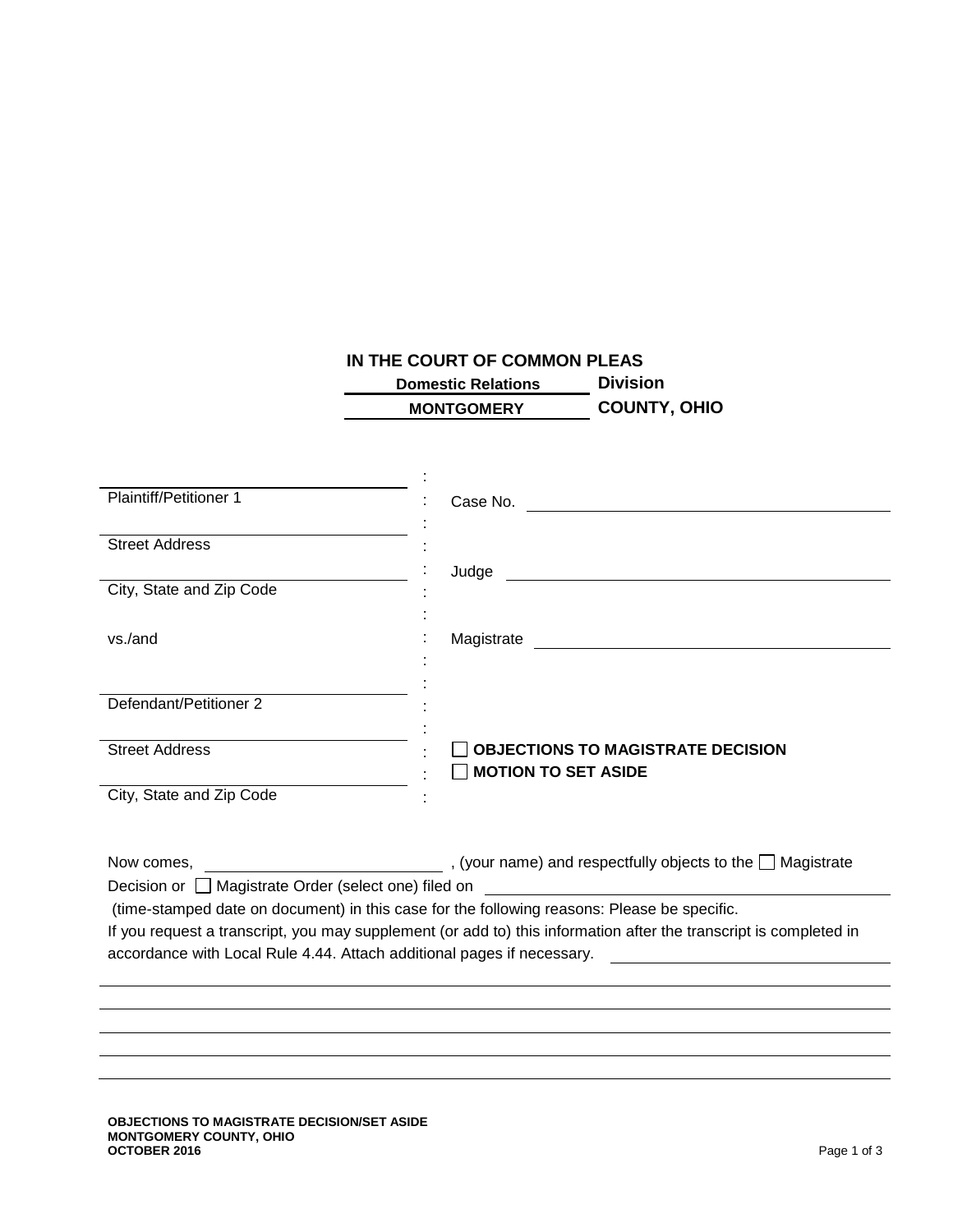**IN THE COURT OF COMMON PLEAS**
**Domestic Relations Division**
**MONTGOMERY COUNTY, OHIO**

| | | |
|---|---|---|
| ______________________ | : | |
| Plaintiff/Petitioner 1 | : | Case No. ______________________ |
| ______________________ | : | |
| Street Address | : | |
| ______________________ | : | Judge ______________________ |
| City, State and Zip Code | : | |
| | : | |
| vs./and | : | Magistrate ______________________ |
| | : | |
| ______________________ | : | |
| Defendant/Petitioner 2 | : | |
| ______________________ | : | |
| Street Address | : | ☐ **OBJECTIONS TO MAGISTRATE DECISION** |
| ______________________ | : | ☐ **MOTION TO SET ASIDE** |
| City, State and Zip Code | : | |

Now comes, ______________________ , (your name) and respectfully objects to the ☐ Magistrate Decision or ☐ Magistrate Order (select one) filed on ______________________ (time-stamped date on document) in this case for the following reasons: Please be specific. If you request a transcript, you may supplement (or add to) this information after the transcript is completed in accordance with Local Rule 4.44. Attach additional pages if necessary. ______________________

______________________________________________________________________

______________________________________________________________________

______________________________________________________________________

______________________________________________________________________

______________________________________________________________________

**OBJECTIONS TO MAGISTRATE DECISION/SET ASIDE**
**MONTGOMERY COUNTY, OHIO**
**OCTOBER 2016**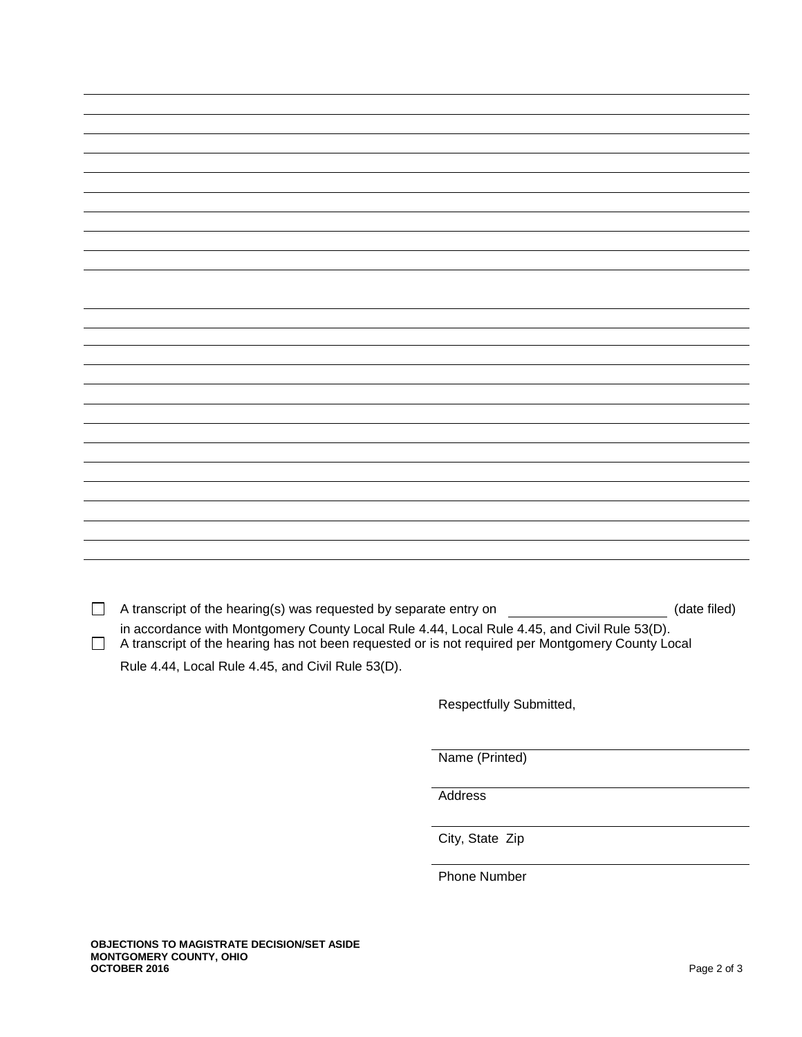☐ A transcript of the hearing(s) was requested by separate entry on ____________________ (date filed) in accordance with Montgomery County Local Rule 4.44, Local Rule 4.45, and Civil Rule 53(D).

☐ A transcript of the hearing has not been requested or is not required per Montgomery County Local Rule 4.44, Local Rule 4.45, and Civil Rule 53(D).

Respectfully Submitted,

______________________________
Name (Printed)

______________________________
Address

______________________________
City, State Zip

______________________________
Phone Number

**OBJECTIONS TO MAGISTRATE DECISION/SET ASIDE**
**MONTGOMERY COUNTY, OHIO**
**OCTOBER 2016**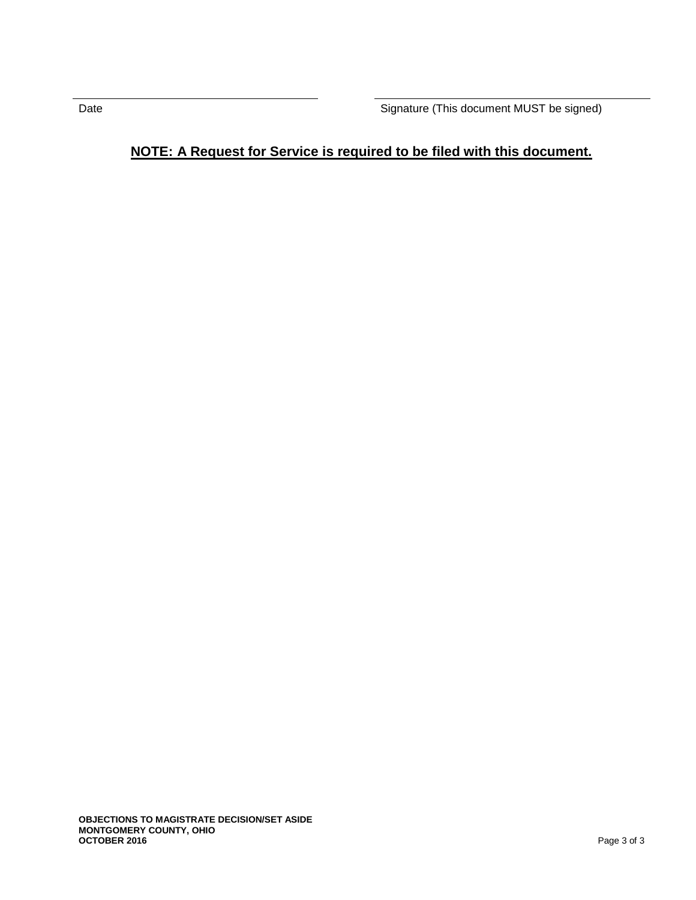\_\_\_\_\_\_\_\_\_\_\_\_\_\_\_\_\_\_\_\_\_\_\_\_\_\_\_\_\_\_\_\_\_\_\_\_ \_\_\_\_\_\_\_\_\_\_\_\_\_\_\_\_\_\_\_\_\_\_\_\_\_\_\_\_\_\_\_\_\_\_\_\_

Date Signature (This document MUST be signed)

**NOTE: A Request for Service is required to be filed with this document.**